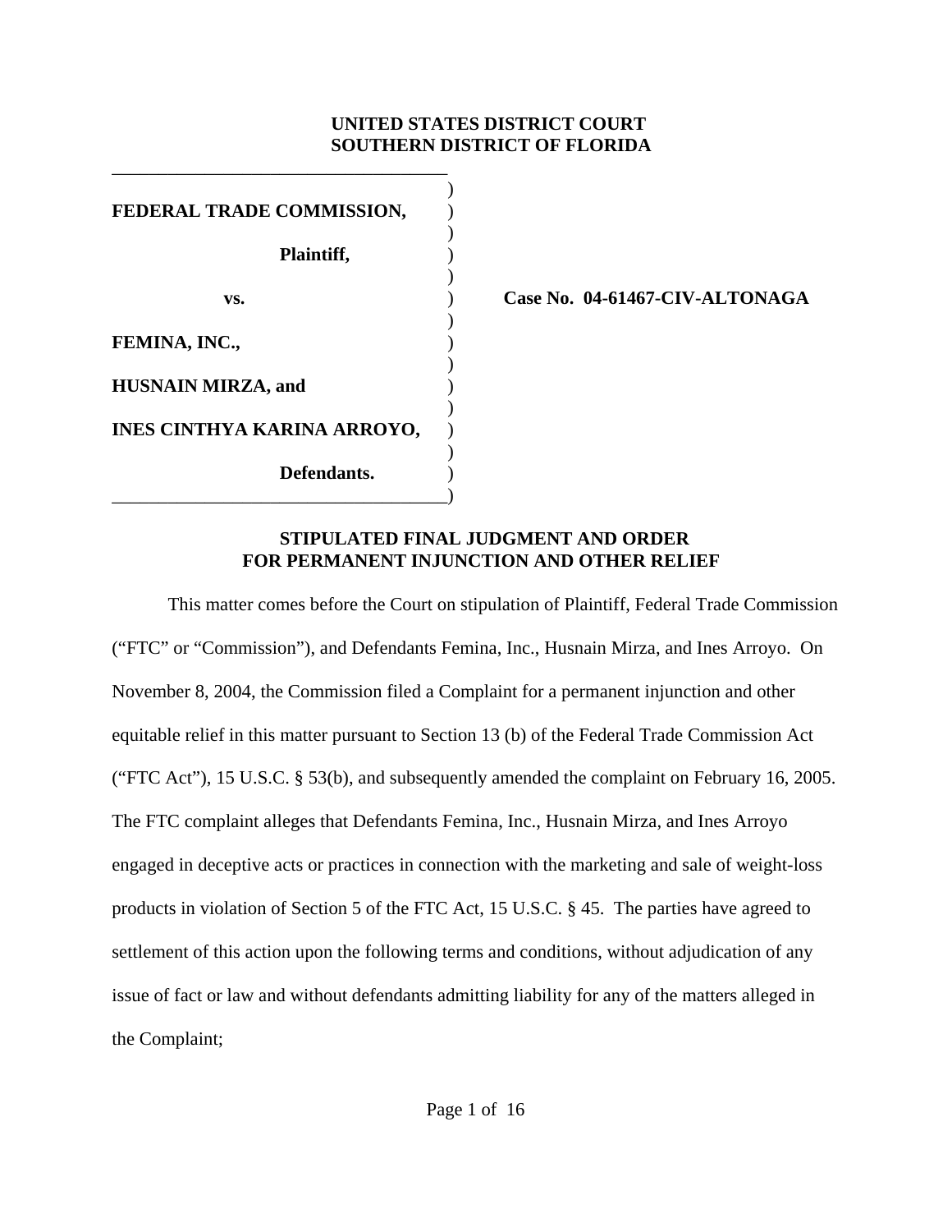**UNITED STATES DISTRICT COURT**
**SOUTHERN DISTRICT OF FLORIDA**

| | |
|---|---|
| **FEDERAL TRADE COMMISSION,** | |
| **Plaintiff,** | |
| **vs.** | **Case No. 04-61467-CIV-ALTONAGA** |
| **FEMINA, INC.,** | |
| **HUSNAIN MIRZA, and** | |
| **INES CINTHYA KARINA ARROYO,** | |
| **Defendants.** | |

**STIPULATED FINAL JUDGMENT AND ORDER**
**FOR PERMANENT INJUNCTION AND OTHER RELIEF**

This matter comes before the Court on stipulation of Plaintiff, Federal Trade Commission ("FTC" or "Commission"), and Defendants Femina, Inc., Husnain Mirza, and Ines Arroyo. On November 8, 2004, the Commission filed a Complaint for a permanent injunction and other equitable relief in this matter pursuant to Section 13 (b) of the Federal Trade Commission Act ("FTC Act"), 15 U.S.C. § 53(b), and subsequently amended the complaint on February 16, 2005. The FTC complaint alleges that Defendants Femina, Inc., Husnain Mirza, and Ines Arroyo engaged in deceptive acts or practices in connection with the marketing and sale of weight-loss products in violation of Section 5 of the FTC Act, 15 U.S.C. § 45. The parties have agreed to settlement of this action upon the following terms and conditions, without adjudication of any issue of fact or law and without defendants admitting liability for any of the matters alleged in the Complaint;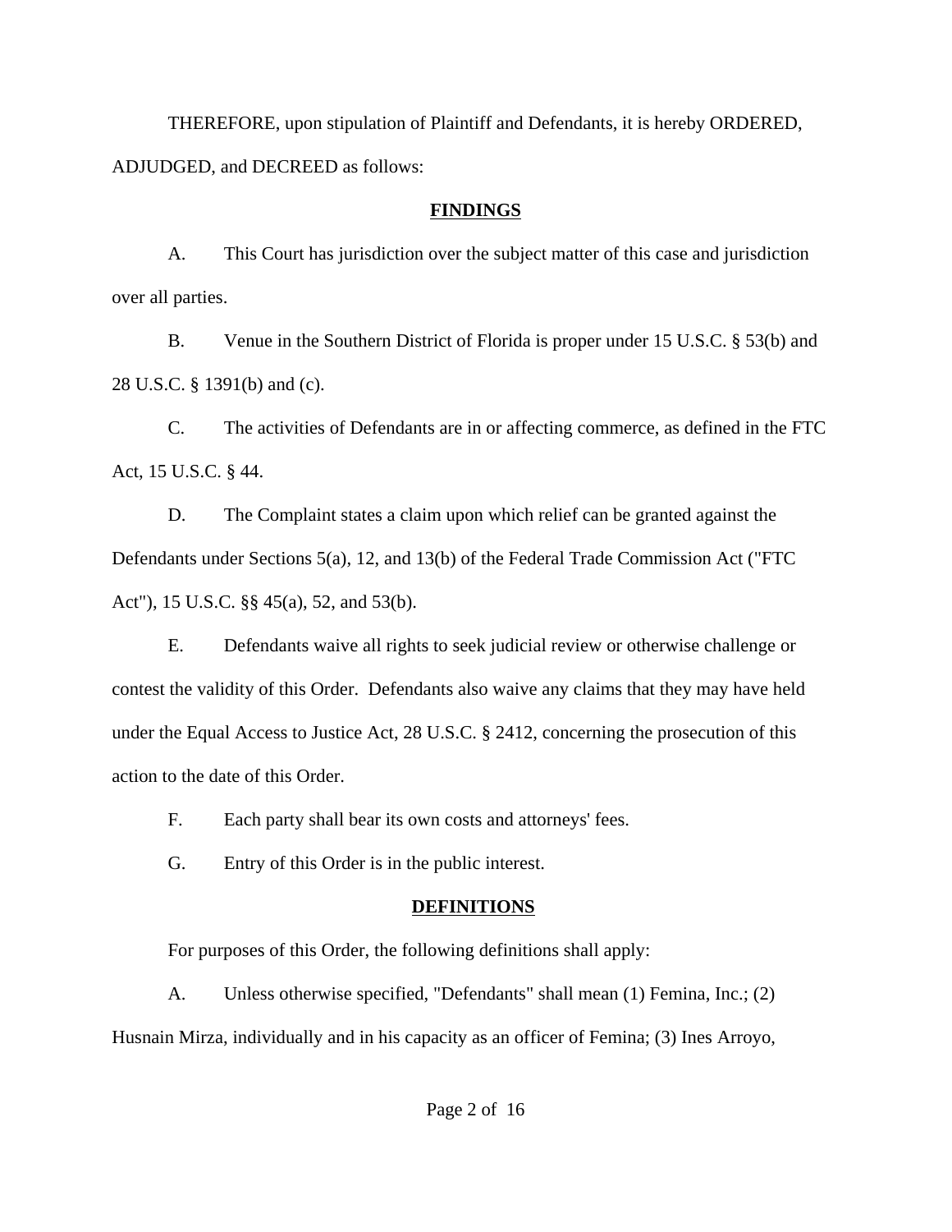THEREFORE, upon stipulation of Plaintiff and Defendants, it is hereby ORDERED, ADJUDGED, and DECREED as follows:

## FINDINGS

A. This Court has jurisdiction over the subject matter of this case and jurisdiction over all parties.

B. Venue in the Southern District of Florida is proper under 15 U.S.C. § 53(b) and 28 U.S.C. § 1391(b) and (c).

C. The activities of Defendants are in or affecting commerce, as defined in the FTC Act, 15 U.S.C. § 44.

D. The Complaint states a claim upon which relief can be granted against the Defendants under Sections 5(a), 12, and 13(b) of the Federal Trade Commission Act ("FTC Act"), 15 U.S.C. §§ 45(a), 52, and 53(b).

E. Defendants waive all rights to seek judicial review or otherwise challenge or contest the validity of this Order. Defendants also waive any claims that they may have held under the Equal Access to Justice Act, 28 U.S.C. § 2412, concerning the prosecution of this action to the date of this Order.

F. Each party shall bear its own costs and attorneys' fees.

G. Entry of this Order is in the public interest.

## DEFINITIONS

For purposes of this Order, the following definitions shall apply:

A. Unless otherwise specified, "Defendants" shall mean (1) Femina, Inc.; (2) Husnain Mirza, individually and in his capacity as an officer of Femina; (3) Ines Arroyo,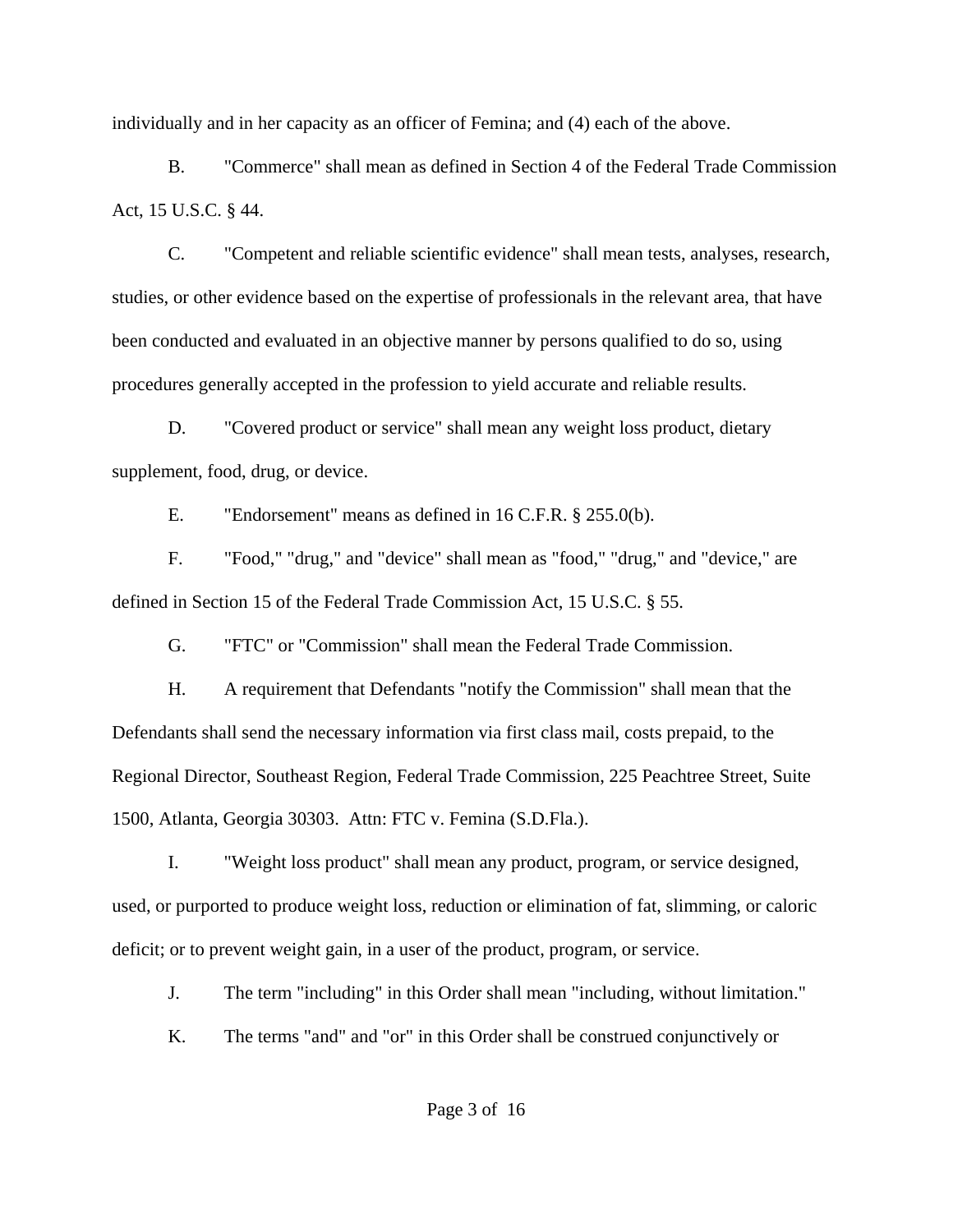individually and in her capacity as an officer of Femina; and (4) each of the above.

B. "Commerce" shall mean as defined in Section 4 of the Federal Trade Commission Act, 15 U.S.C. § 44.

C. "Competent and reliable scientific evidence" shall mean tests, analyses, research, studies, or other evidence based on the expertise of professionals in the relevant area, that have been conducted and evaluated in an objective manner by persons qualified to do so, using procedures generally accepted in the profession to yield accurate and reliable results.

D. "Covered product or service" shall mean any weight loss product, dietary supplement, food, drug, or device.

E. "Endorsement" means as defined in 16 C.F.R. § 255.0(b).

F. "Food," "drug," and "device" shall mean as "food," "drug," and "device," are defined in Section 15 of the Federal Trade Commission Act, 15 U.S.C. § 55.

G. "FTC" or "Commission" shall mean the Federal Trade Commission.

H. A requirement that Defendants "notify the Commission" shall mean that the Defendants shall send the necessary information via first class mail, costs prepaid, to the Regional Director, Southeast Region, Federal Trade Commission, 225 Peachtree Street, Suite 1500, Atlanta, Georgia 30303. Attn: FTC v. Femina (S.D.Fla.).

I. "Weight loss product" shall mean any product, program, or service designed, used, or purported to produce weight loss, reduction or elimination of fat, slimming, or caloric deficit; or to prevent weight gain, in a user of the product, program, or service.

J. The term "including" in this Order shall mean "including, without limitation."

K. The terms "and" and "or" in this Order shall be construed conjunctively or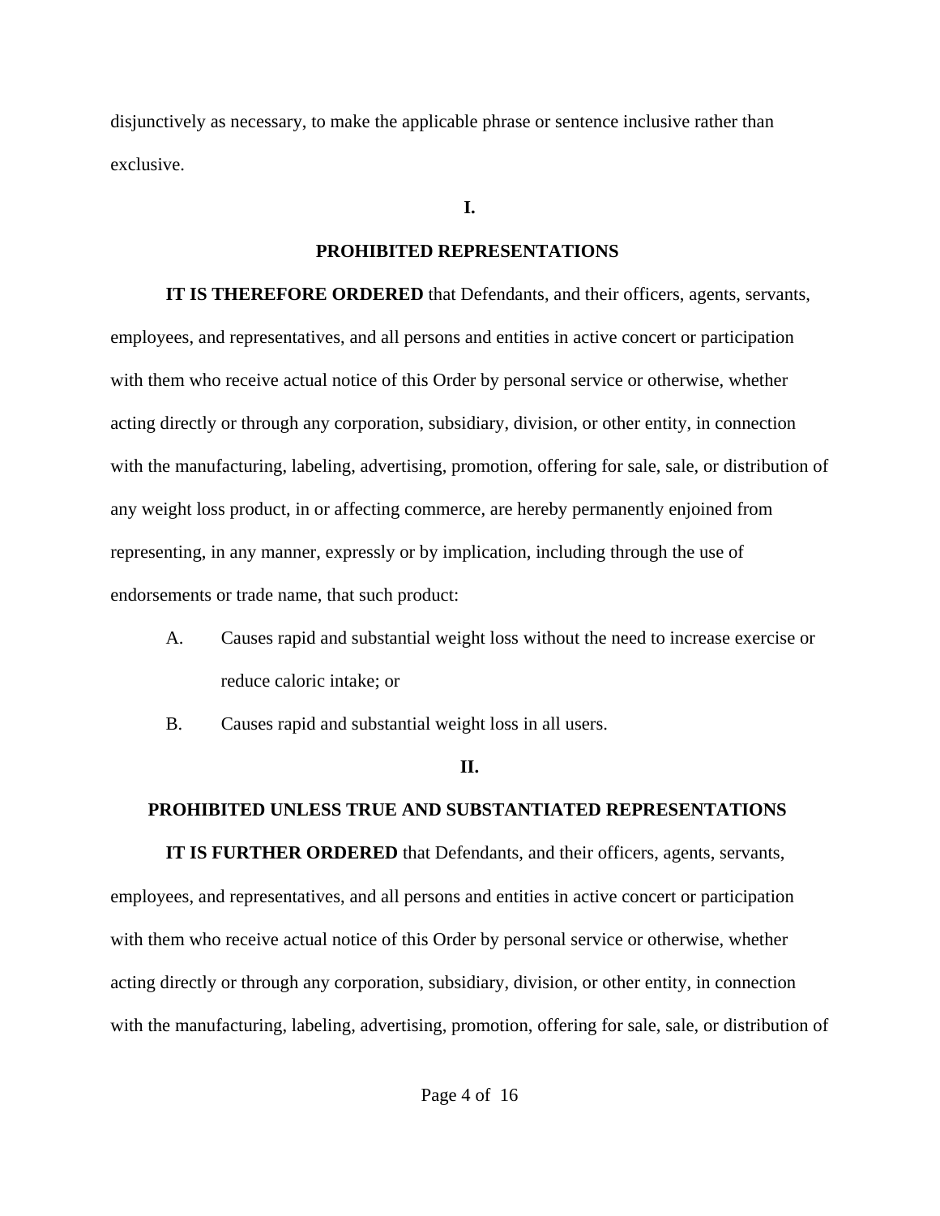disjunctively as necessary, to make the applicable phrase or sentence inclusive rather than exclusive.

## I.

## PROHIBITED REPRESENTATIONS

**IT IS THEREFORE ORDERED** that Defendants, and their officers, agents, servants, employees, and representatives, and all persons and entities in active concert or participation with them who receive actual notice of this Order by personal service or otherwise, whether acting directly or through any corporation, subsidiary, division, or other entity, in connection with the manufacturing, labeling, advertising, promotion, offering for sale, sale, or distribution of any weight loss product, in or affecting commerce, are hereby permanently enjoined from representing, in any manner, expressly or by implication, including through the use of endorsements or trade name, that such product:

A. Causes rapid and substantial weight loss without the need to increase exercise or reduce caloric intake; or

B. Causes rapid and substantial weight loss in all users.

## II.

## PROHIBITED UNLESS TRUE AND SUBSTANTIATED REPRESENTATIONS

**IT IS FURTHER ORDERED** that Defendants, and their officers, agents, servants, employees, and representatives, and all persons and entities in active concert or participation with them who receive actual notice of this Order by personal service or otherwise, whether acting directly or through any corporation, subsidiary, division, or other entity, in connection with the manufacturing, labeling, advertising, promotion, offering for sale, sale, or distribution of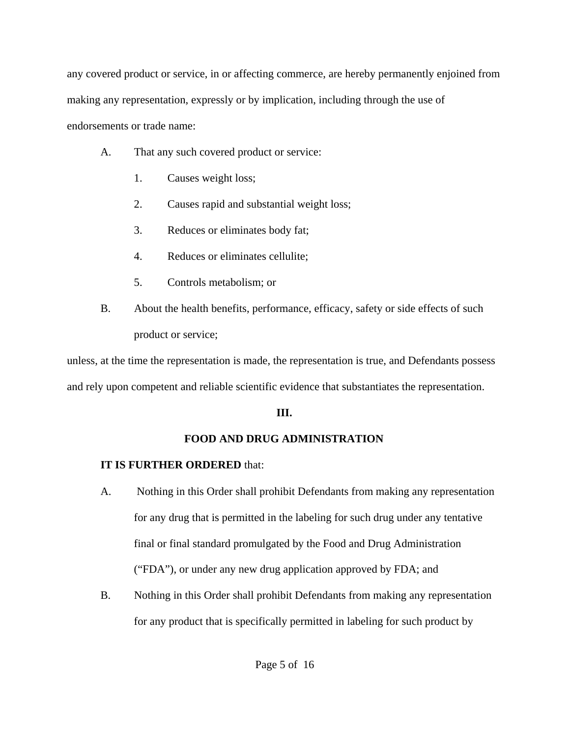any covered product or service, in or affecting commerce, are hereby permanently enjoined from making any representation, expressly or by implication, including through the use of endorsements or trade name:

A. That any such covered product or service:

   1. Causes weight loss;

   2. Causes rapid and substantial weight loss;

   3. Reduces or eliminates body fat;

   4. Reduces or eliminates cellulite;

   5. Controls metabolism; or

B. About the health benefits, performance, efficacy, safety or side effects of such product or service;

unless, at the time the representation is made, the representation is true, and Defendants possess and rely upon competent and reliable scientific evidence that substantiates the representation.

## III.

## FOOD AND DRUG ADMINISTRATION

**IT IS FURTHER ORDERED** that:

A. Nothing in this Order shall prohibit Defendants from making any representation for any drug that is permitted in the labeling for such drug under any tentative final or final standard promulgated by the Food and Drug Administration ("FDA"), or under any new drug application approved by FDA; and

B. Nothing in this Order shall prohibit Defendants from making any representation for any product that is specifically permitted in labeling for such product by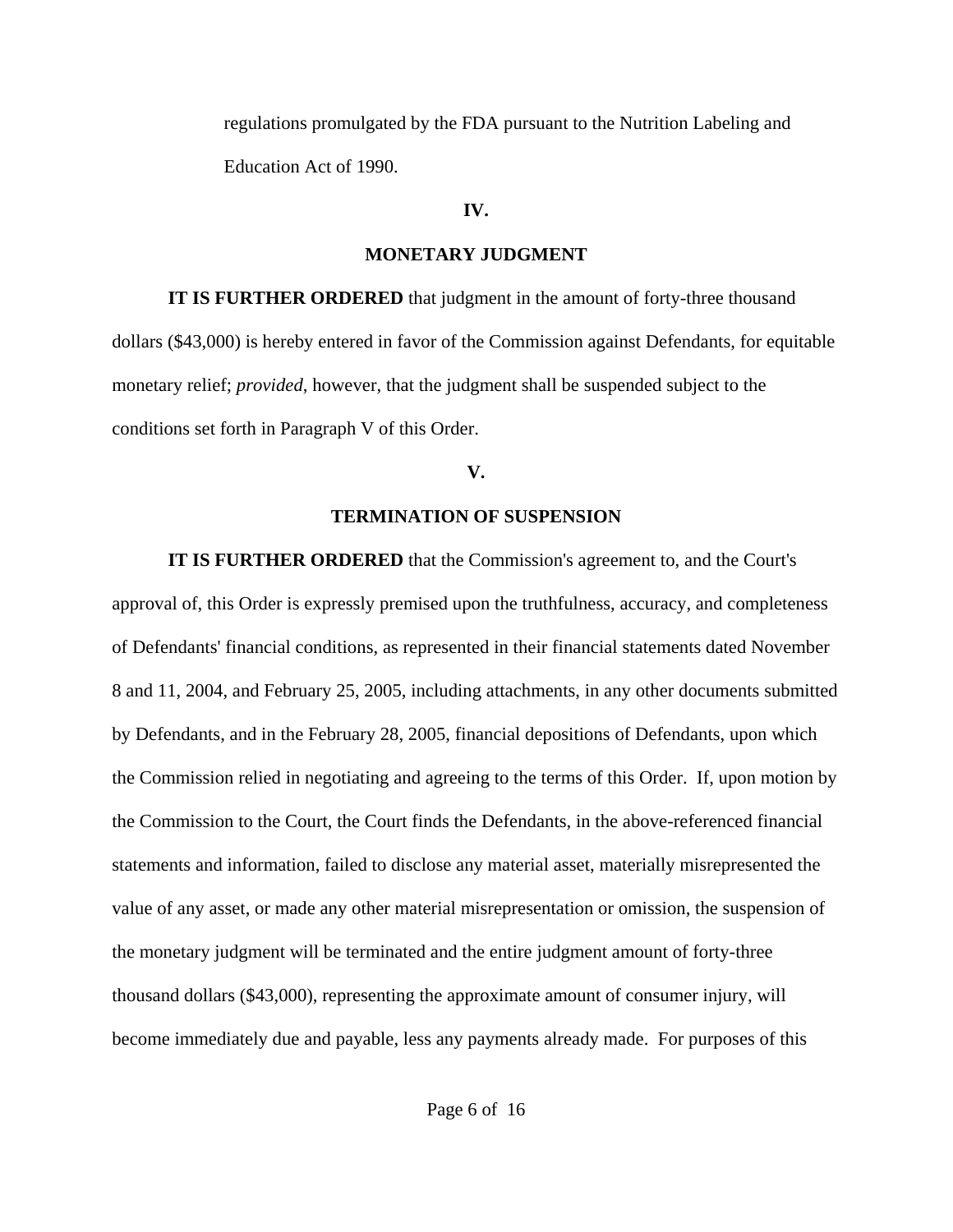regulations promulgated by the FDA pursuant to the Nutrition Labeling and Education Act of 1990.

**IV.**

**MONETARY JUDGMENT**

**IT IS FURTHER ORDERED** that judgment in the amount of forty-three thousand dollars ($43,000) is hereby entered in favor of the Commission against Defendants, for equitable monetary relief; *provided*, however, that the judgment shall be suspended subject to the conditions set forth in Paragraph V of this Order.

**V.**

**TERMINATION OF SUSPENSION**

**IT IS FURTHER ORDERED** that the Commission's agreement to, and the Court's approval of, this Order is expressly premised upon the truthfulness, accuracy, and completeness of Defendants' financial conditions, as represented in their financial statements dated November 8 and 11, 2004, and February 25, 2005, including attachments, in any other documents submitted by Defendants, and in the February 28, 2005, financial depositions of Defendants, upon which the Commission relied in negotiating and agreeing to the terms of this Order. If, upon motion by the Commission to the Court, the Court finds the Defendants, in the above-referenced financial statements and information, failed to disclose any material asset, materially misrepresented the value of any asset, or made any other material misrepresentation or omission, the suspension of the monetary judgment will be terminated and the entire judgment amount of forty-three thousand dollars ($43,000), representing the approximate amount of consumer injury, will become immediately due and payable, less any payments already made. For purposes of this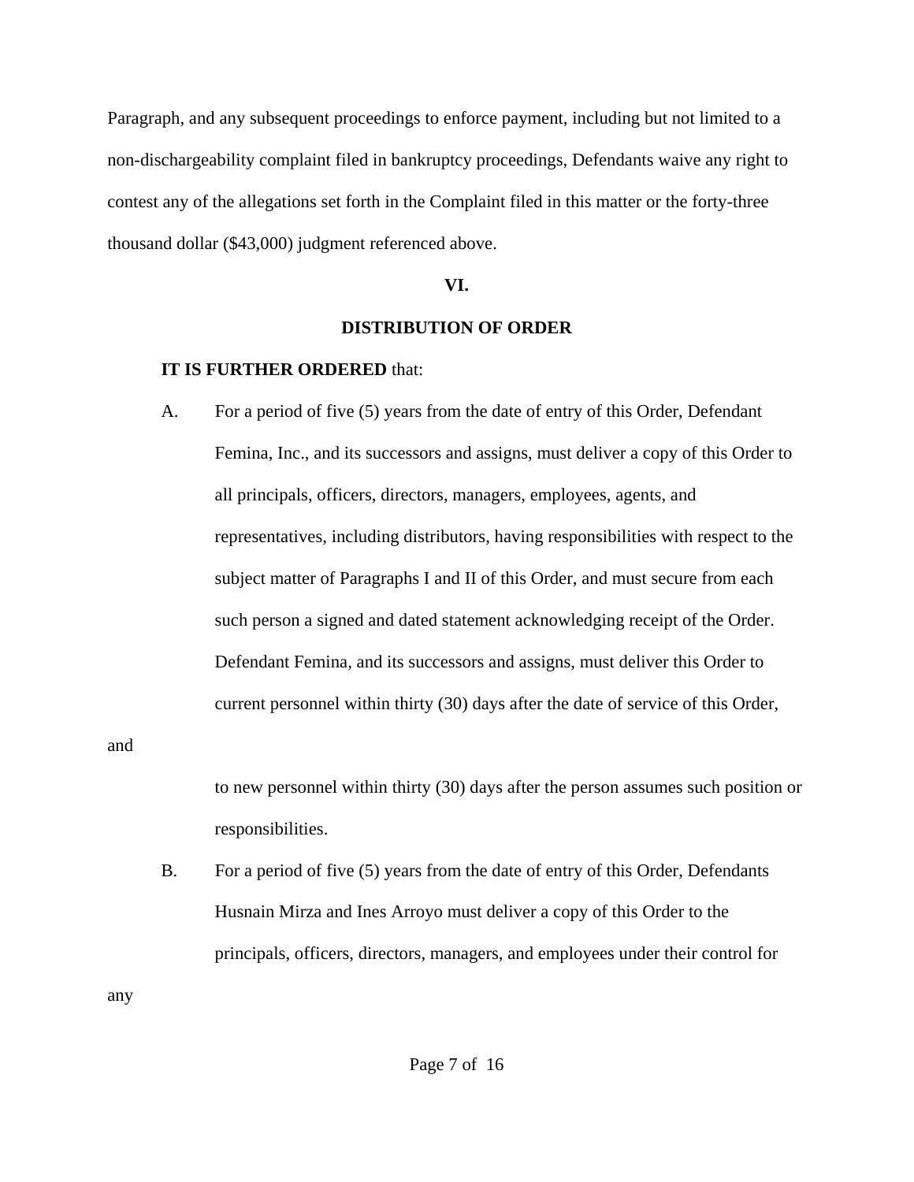Paragraph, and any subsequent proceedings to enforce payment, including but not limited to a non-dischargeability complaint filed in bankruptcy proceedings, Defendants waive any right to contest any of the allegations set forth in the Complaint filed in this matter or the forty-three thousand dollar ($43,000) judgment referenced above.

## VI.

## DISTRIBUTION OF ORDER

**IT IS FURTHER ORDERED** that:

A. For a period of five (5) years from the date of entry of this Order, Defendant Femina, Inc., and its successors and assigns, must deliver a copy of this Order to all principals, officers, directors, managers, employees, agents, and representatives, including distributors, having responsibilities with respect to the subject matter of Paragraphs I and II of this Order, and must secure from each such person a signed and dated statement acknowledging receipt of the Order. Defendant Femina, and its successors and assigns, must deliver this Order to current personnel within thirty (30) days after the date of service of this Order, and to new personnel within thirty (30) days after the person assumes such position or responsibilities.

B. For a period of five (5) years from the date of entry of this Order, Defendants Husnain Mirza and Ines Arroyo must deliver a copy of this Order to the principals, officers, directors, managers, and employees under their control for any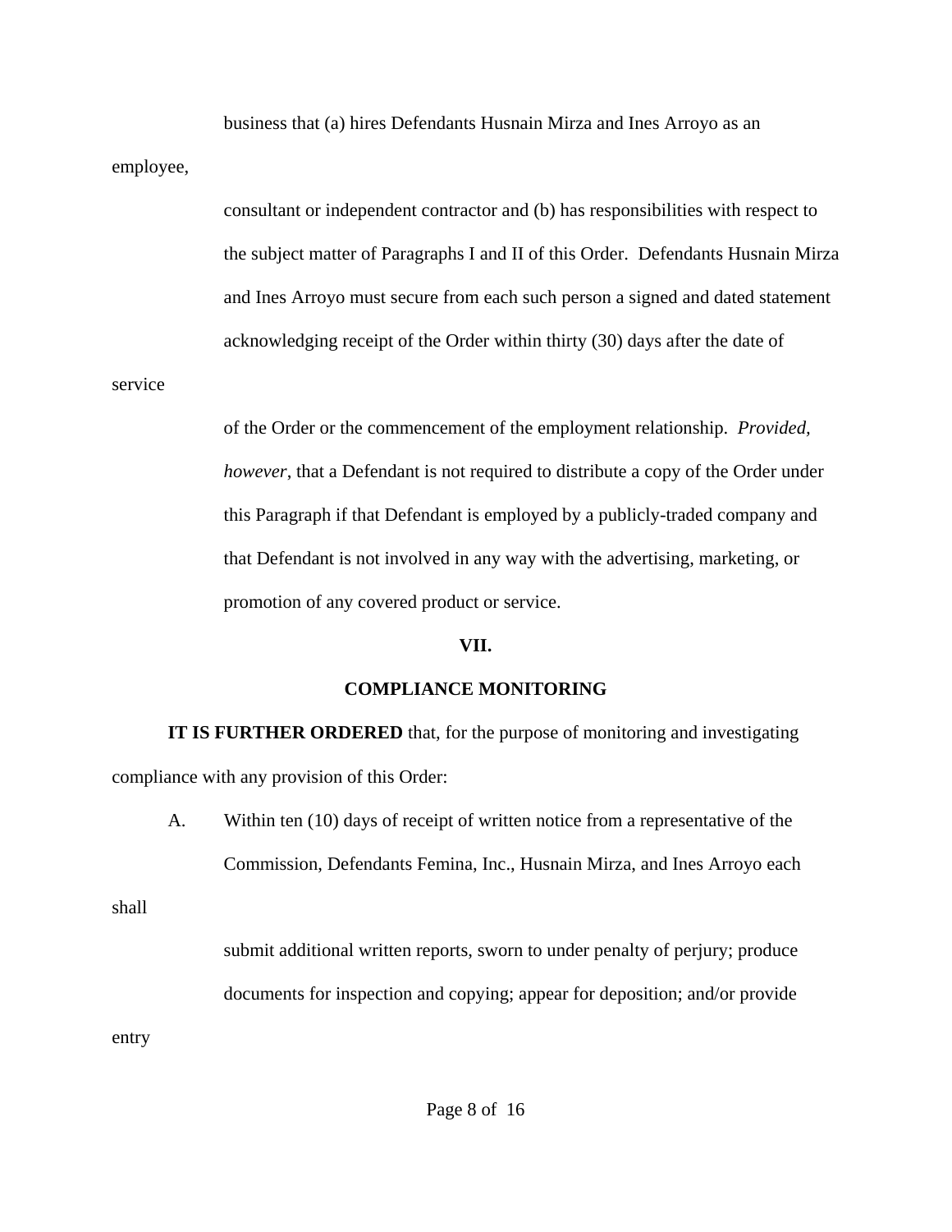business that (a) hires Defendants Husnain Mirza and Ines Arroyo as an employee, consultant or independent contractor and (b) has responsibilities with respect to the subject matter of Paragraphs I and II of this Order. Defendants Husnain Mirza and Ines Arroyo must secure from each such person a signed and dated statement acknowledging receipt of the Order within thirty (30) days after the date of service of the Order or the commencement of the employment relationship. *Provided, however*, that a Defendant is not required to distribute a copy of the Order under this Paragraph if that Defendant is employed by a publicly-traded company and that Defendant is not involved in any way with the advertising, marketing, or promotion of any covered product or service.

## VII.

## COMPLIANCE MONITORING

**IT IS FURTHER ORDERED** that, for the purpose of monitoring and investigating compliance with any provision of this Order:

A. Within ten (10) days of receipt of written notice from a representative of the Commission, Defendants Femina, Inc., Husnain Mirza, and Ines Arroyo each shall submit additional written reports, sworn to under penalty of perjury; produce documents for inspection and copying; appear for deposition; and/or provide entry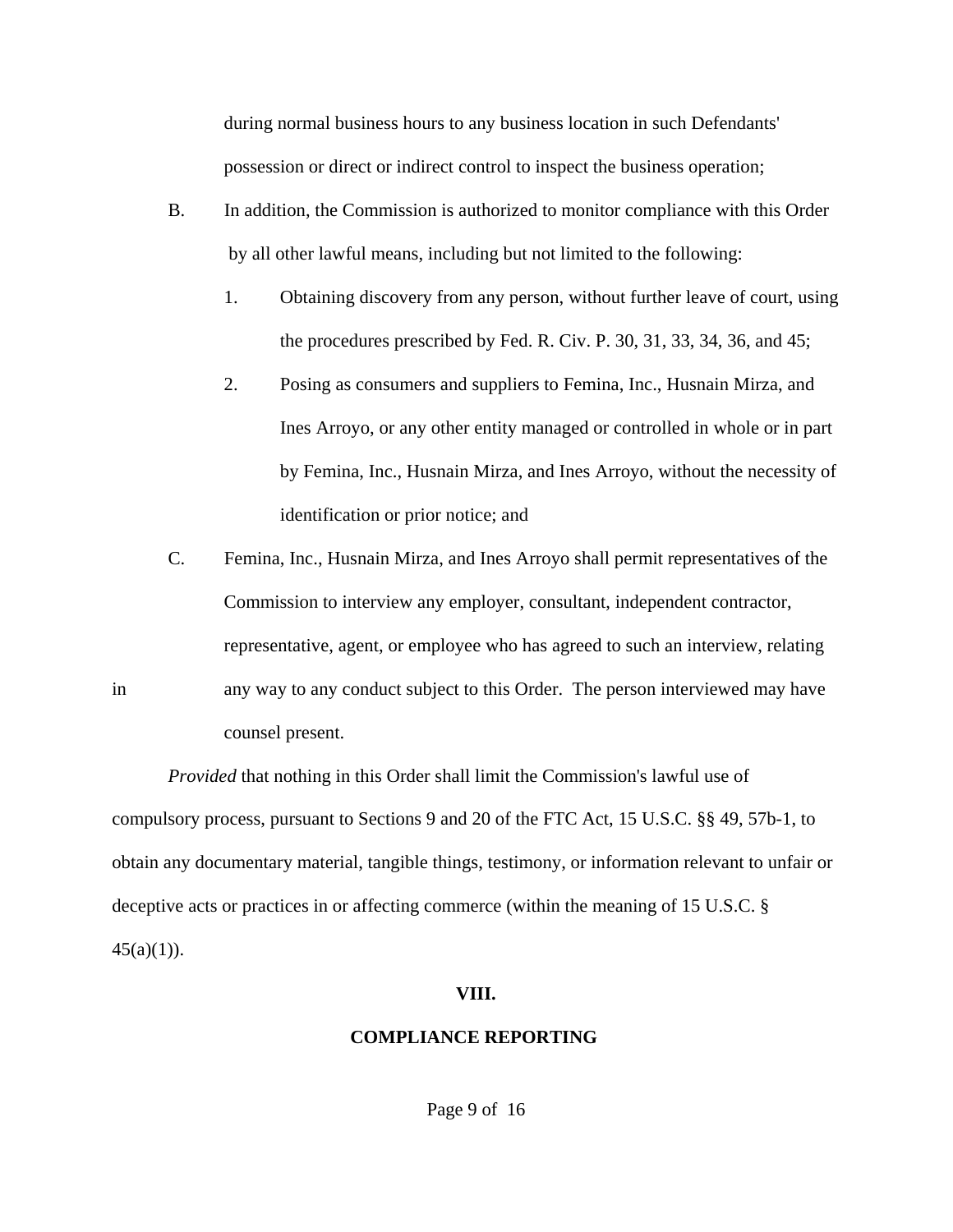during normal business hours to any business location in such Defendants' possession or direct or indirect control to inspect the business operation;

B. In addition, the Commission is authorized to monitor compliance with this Order by all other lawful means, including but not limited to the following:

   1. Obtaining discovery from any person, without further leave of court, using the procedures prescribed by Fed. R. Civ. P. 30, 31, 33, 34, 36, and 45;

   2. Posing as consumers and suppliers to Femina, Inc., Husnain Mirza, and Ines Arroyo, or any other entity managed or controlled in whole or in part by Femina, Inc., Husnain Mirza, and Ines Arroyo, without the necessity of identification or prior notice; and

C. Femina, Inc., Husnain Mirza, and Ines Arroyo shall permit representatives of the Commission to interview any employer, consultant, independent contractor, representative, agent, or employee who has agreed to such an interview, relating in any way to any conduct subject to this Order. The person interviewed may have counsel present.

*Provided* that nothing in this Order shall limit the Commission's lawful use of compulsory process, pursuant to Sections 9 and 20 of the FTC Act, 15 U.S.C. §§ 49, 57b-1, to obtain any documentary material, tangible things, testimony, or information relevant to unfair or deceptive acts or practices in or affecting commerce (within the meaning of 15 U.S.C. § 45(a)(1)).

## VIII.

## COMPLIANCE REPORTING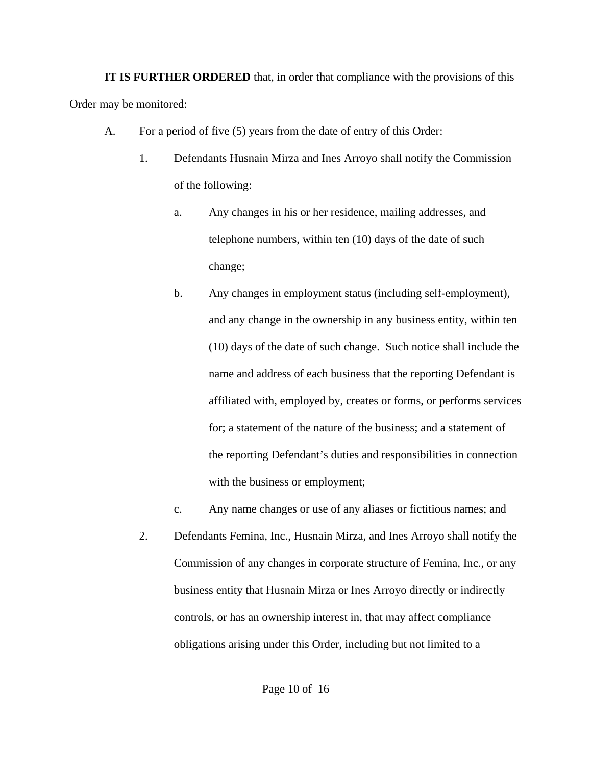**IT IS FURTHER ORDERED** that, in order that compliance with the provisions of this Order may be monitored:

A. For a period of five (5) years from the date of entry of this Order:

1. Defendants Husnain Mirza and Ines Arroyo shall notify the Commission of the following:

    a. Any changes in his or her residence, mailing addresses, and telephone numbers, within ten (10) days of the date of such change;

    b. Any changes in employment status (including self-employment), and any change in the ownership in any business entity, within ten (10) days of the date of such change. Such notice shall include the name and address of each business that the reporting Defendant is affiliated with, employed by, creates or forms, or performs services for; a statement of the nature of the business; and a statement of the reporting Defendant's duties and responsibilities in connection with the business or employment;

    c. Any name changes or use of any aliases or fictitious names; and

2. Defendants Femina, Inc., Husnain Mirza, and Ines Arroyo shall notify the Commission of any changes in corporate structure of Femina, Inc., or any business entity that Husnain Mirza or Ines Arroyo directly or indirectly controls, or has an ownership interest in, that may affect compliance obligations arising under this Order, including but not limited to a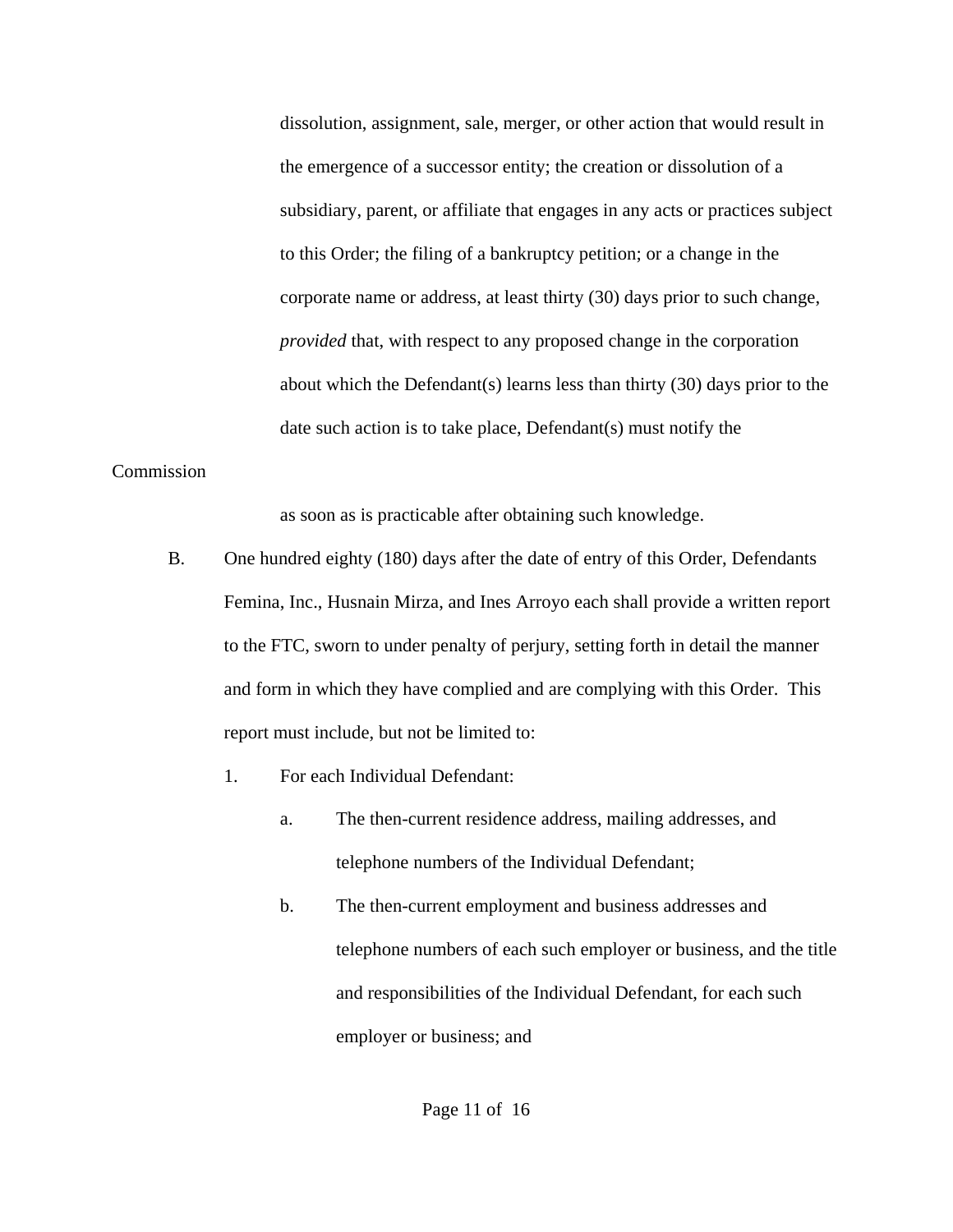dissolution, assignment, sale, merger, or other action that would result in the emergence of a successor entity; the creation or dissolution of a subsidiary, parent, or affiliate that engages in any acts or practices subject to this Order; the filing of a bankruptcy petition; or a change in the corporate name or address, at least thirty (30) days prior to such change, *provided* that, with respect to any proposed change in the corporation about which the Defendant(s) learns less than thirty (30) days prior to the date such action is to take place, Defendant(s) must notify the Commission as soon as is practicable after obtaining such knowledge.

B. One hundred eighty (180) days after the date of entry of this Order, Defendants Femina, Inc., Husnain Mirza, and Ines Arroyo each shall provide a written report to the FTC, sworn to under penalty of perjury, setting forth in detail the manner and form in which they have complied and are complying with this Order. This report must include, but not be limited to:

1. For each Individual Defendant:

   a. The then-current residence address, mailing addresses, and telephone numbers of the Individual Defendant;

   b. The then-current employment and business addresses and telephone numbers of each such employer or business, and the title and responsibilities of the Individual Defendant, for each such employer or business; and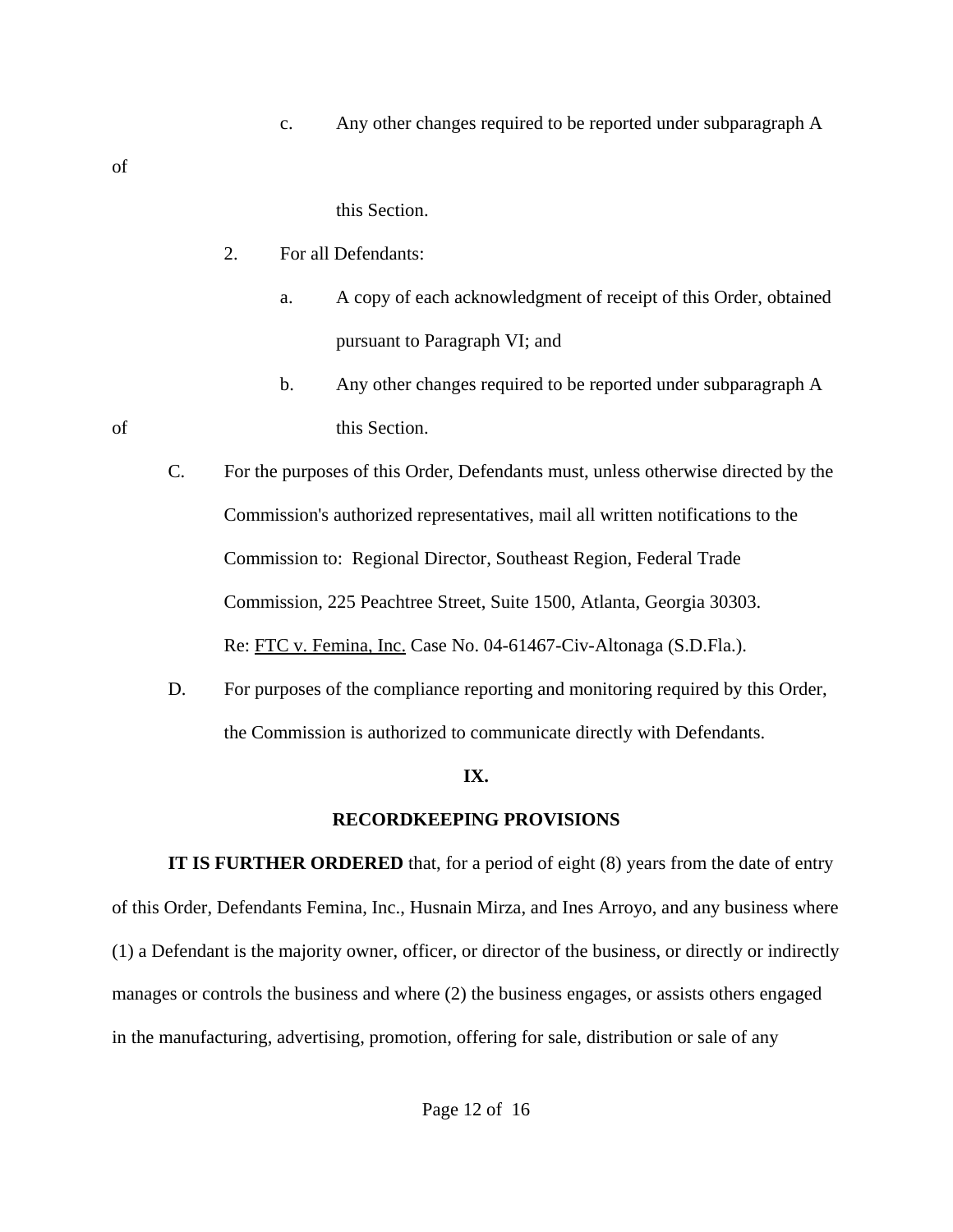c. Any other changes required to be reported under subparagraph A of this Section.

2. For all Defendants:

   a. A copy of each acknowledgment of receipt of this Order, obtained pursuant to Paragraph VI; and

   b. Any other changes required to be reported under subparagraph A of this Section.

C. For the purposes of this Order, Defendants must, unless otherwise directed by the Commission's authorized representatives, mail all written notifications to the Commission to: Regional Director, Southeast Region, Federal Trade Commission, 225 Peachtree Street, Suite 1500, Atlanta, Georgia 30303. Re: FTC v. Femina, Inc. Case No. 04-61467-Civ-Altonaga (S.D.Fla.).

D. For purposes of the compliance reporting and monitoring required by this Order, the Commission is authorized to communicate directly with Defendants.

**IX.**

**RECORDKEEPING PROVISIONS**

**IT IS FURTHER ORDERED** that, for a period of eight (8) years from the date of entry of this Order, Defendants Femina, Inc., Husnain Mirza, and Ines Arroyo, and any business where (1) a Defendant is the majority owner, officer, or director of the business, or directly or indirectly manages or controls the business and where (2) the business engages, or assists others engaged in the manufacturing, advertising, promotion, offering for sale, distribution or sale of any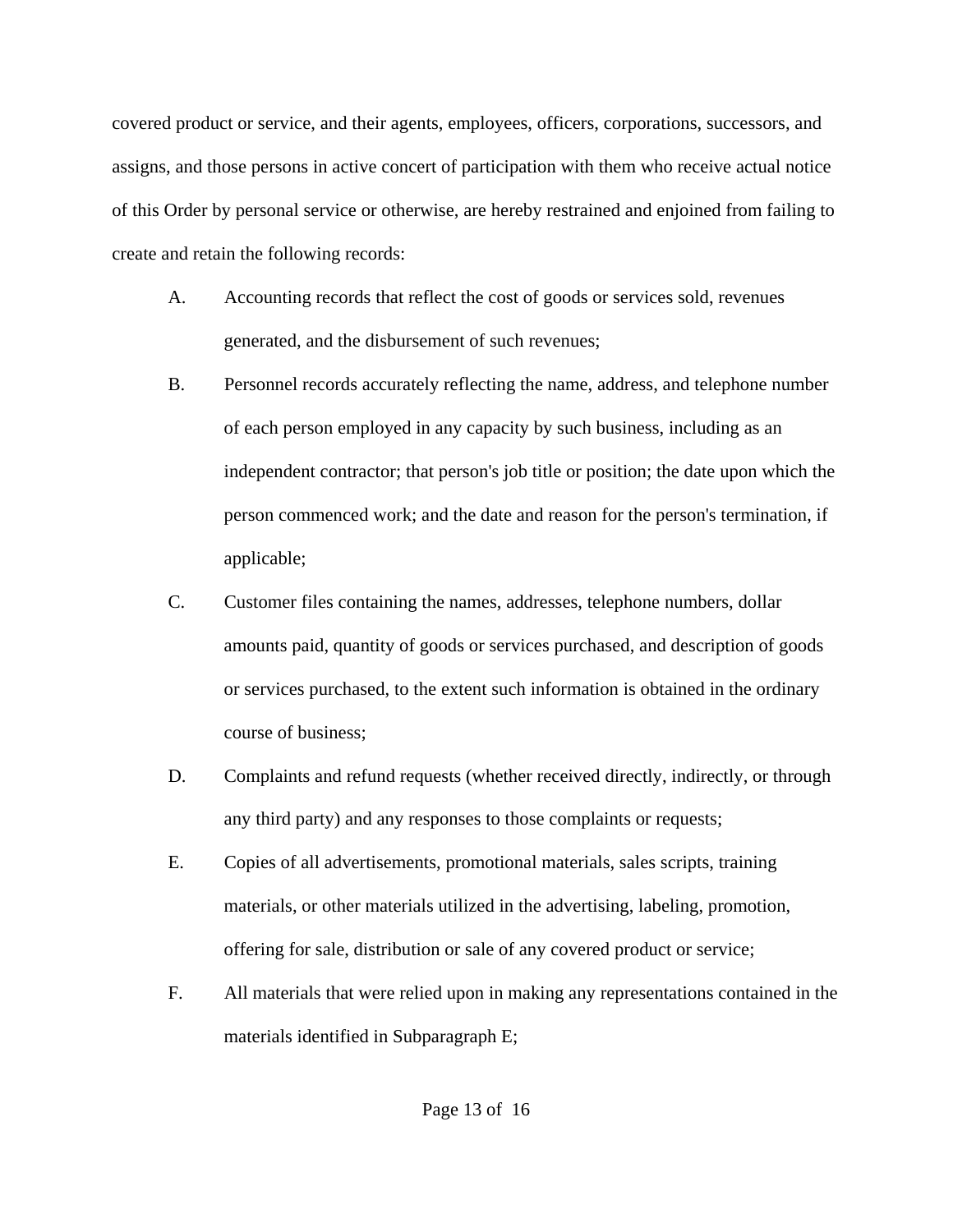covered product or service, and their agents, employees, officers, corporations, successors, and assigns, and those persons in active concert of participation with them who receive actual notice of this Order by personal service or otherwise, are hereby restrained and enjoined from failing to create and retain the following records:

A. Accounting records that reflect the cost of goods or services sold, revenues generated, and the disbursement of such revenues;

B. Personnel records accurately reflecting the name, address, and telephone number of each person employed in any capacity by such business, including as an independent contractor; that person's job title or position; the date upon which the person commenced work; and the date and reason for the person's termination, if applicable;

C. Customer files containing the names, addresses, telephone numbers, dollar amounts paid, quantity of goods or services purchased, and description of goods or services purchased, to the extent such information is obtained in the ordinary course of business;

D. Complaints and refund requests (whether received directly, indirectly, or through any third party) and any responses to those complaints or requests;

E. Copies of all advertisements, promotional materials, sales scripts, training materials, or other materials utilized in the advertising, labeling, promotion, offering for sale, distribution or sale of any covered product or service;

F. All materials that were relied upon in making any representations contained in the materials identified in Subparagraph E;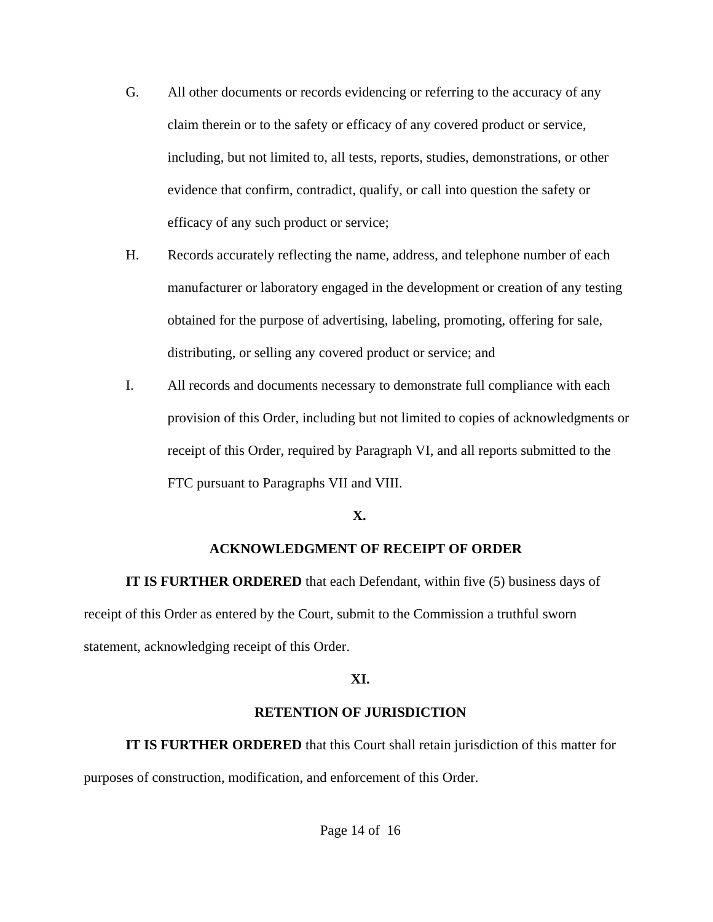G. All other documents or records evidencing or referring to the accuracy of any claim therein or to the safety or efficacy of any covered product or service, including, but not limited to, all tests, reports, studies, demonstrations, or other evidence that confirm, contradict, qualify, or call into question the safety or efficacy of any such product or service;

H. Records accurately reflecting the name, address, and telephone number of each manufacturer or laboratory engaged in the development or creation of any testing obtained for the purpose of advertising, labeling, promoting, offering for sale, distributing, or selling any covered product or service; and

I. All records and documents necessary to demonstrate full compliance with each provision of this Order, including but not limited to copies of acknowledgments or receipt of this Order, required by Paragraph VI, and all reports submitted to the FTC pursuant to Paragraphs VII and VIII.

**X.**

**ACKNOWLEDGMENT OF RECEIPT OF ORDER**

**IT IS FURTHER ORDERED** that each Defendant, within five (5) business days of receipt of this Order as entered by the Court, submit to the Commission a truthful sworn statement, acknowledging receipt of this Order.

**XI.**

**RETENTION OF JURISDICTION**

**IT IS FURTHER ORDERED** that this Court shall retain jurisdiction of this matter for purposes of construction, modification, and enforcement of this Order.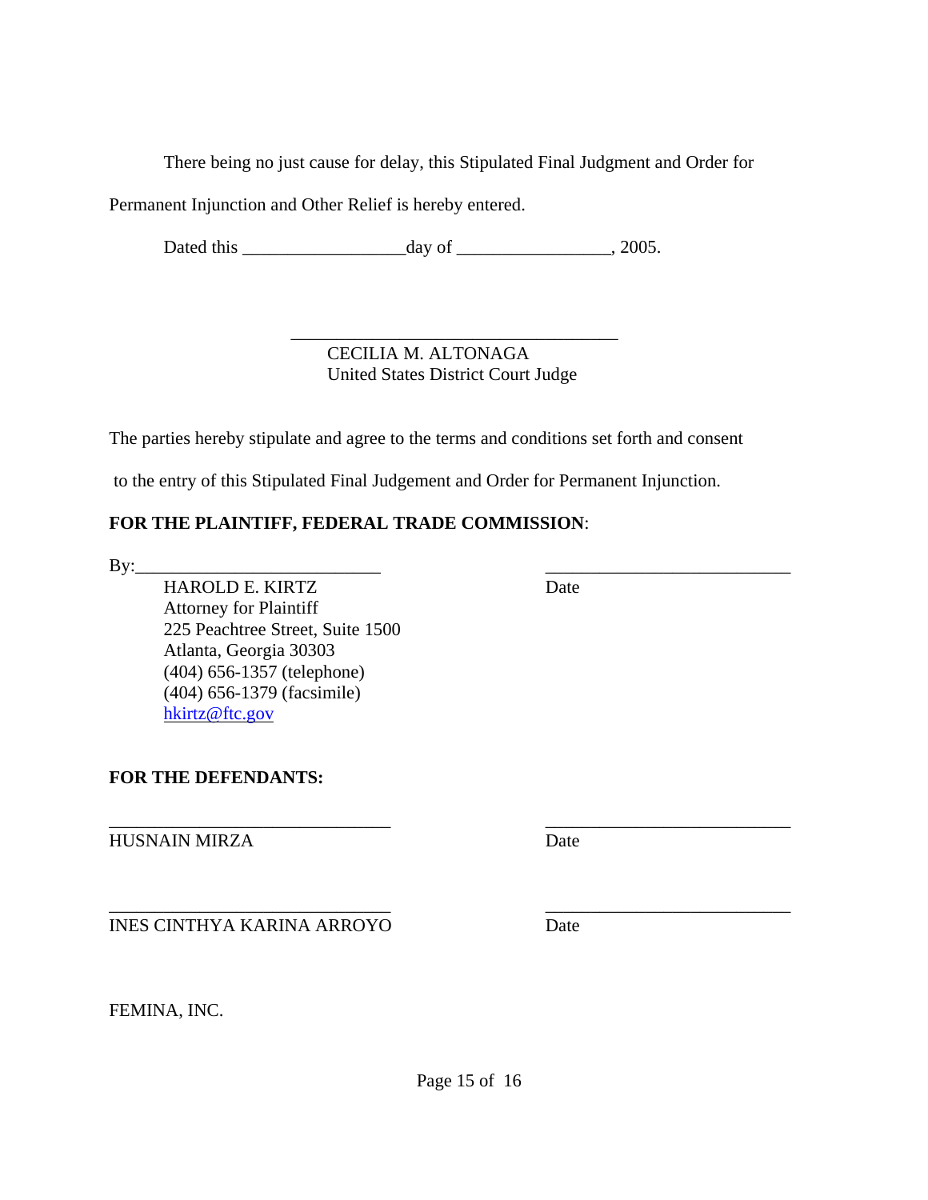There being no just cause for delay, this Stipulated Final Judgment and Order for Permanent Injunction and Other Relief is hereby entered.

Dated this _________________day of ________________, 2005.

_________________________________
CECILIA M. ALTONAGA
United States District Court Judge

The parties hereby stipulate and agree to the terms and conditions set forth and consent to the entry of this Stipulated Final Judgement and Order for Permanent Injunction.

**FOR THE PLAINTIFF, FEDERAL TRADE COMMISSION**:

By:_________________________ _________________________
HAROLD E. KIRTZ Date
Attorney for Plaintiff
225 Peachtree Street, Suite 1500
Atlanta, Georgia 30303
(404) 656-1357 (telephone)
(404) 656-1379 (facsimile)
hkirtz@ftc.gov

**FOR THE DEFENDANTS:**

_____________________________ _________________________
HUSNAIN MIRZA Date

_____________________________ _________________________
INES CINTHYA KARINA ARROYO Date

FEMINA, INC.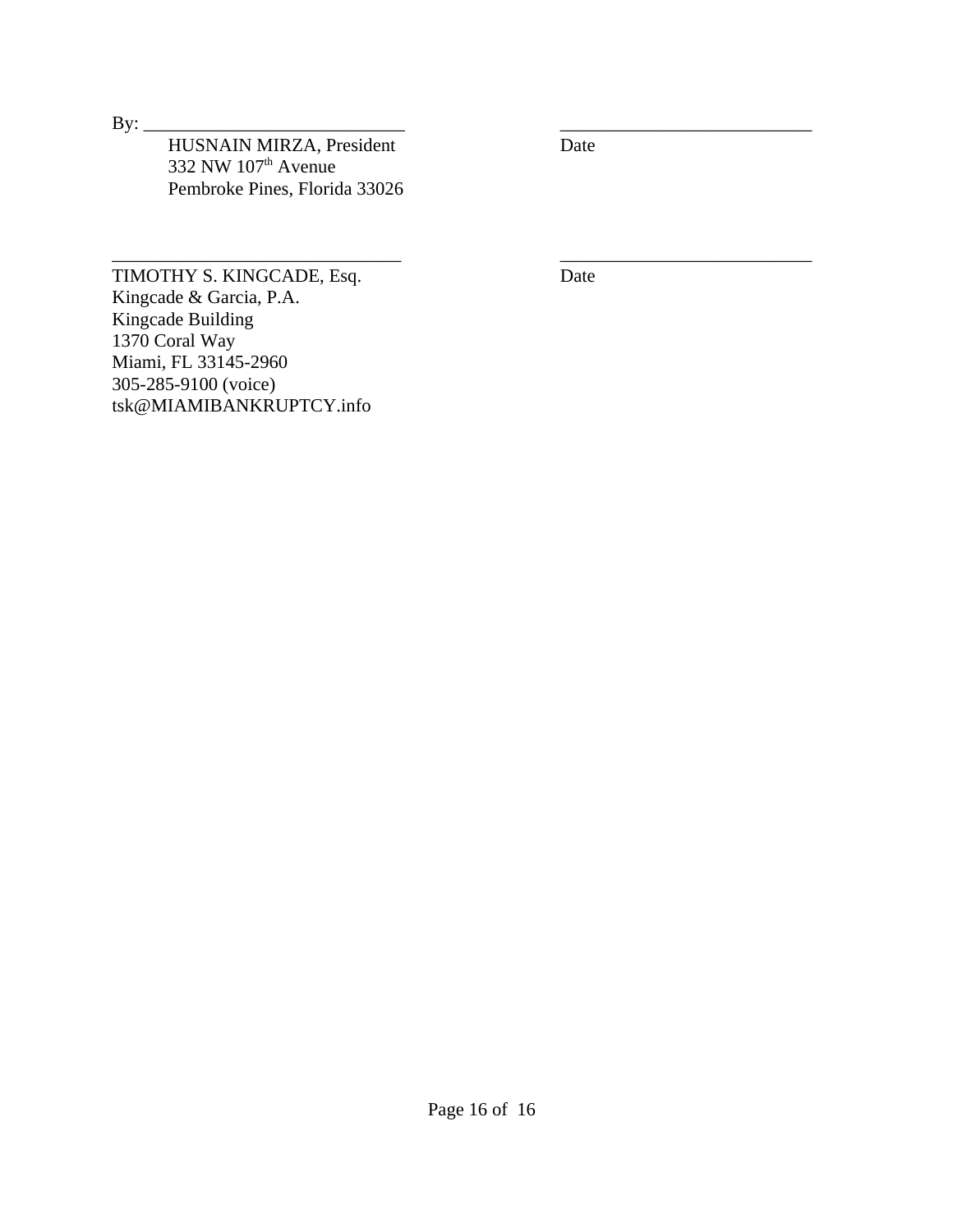By: ____________________________ ____________________________

HUSNAIN MIRZA, President Date
332 NW 107th Avenue
Pembroke Pines, Florida 33026

______________________________ ____________________________

TIMOTHY S. KINGCADE, Esq. Date
Kingcade & Garcia, P.A.
Kingcade Building
1370 Coral Way
Miami, FL 33145-2960
305-285-9100 (voice)
tsk@MIAMIBANKRUPTCY.info